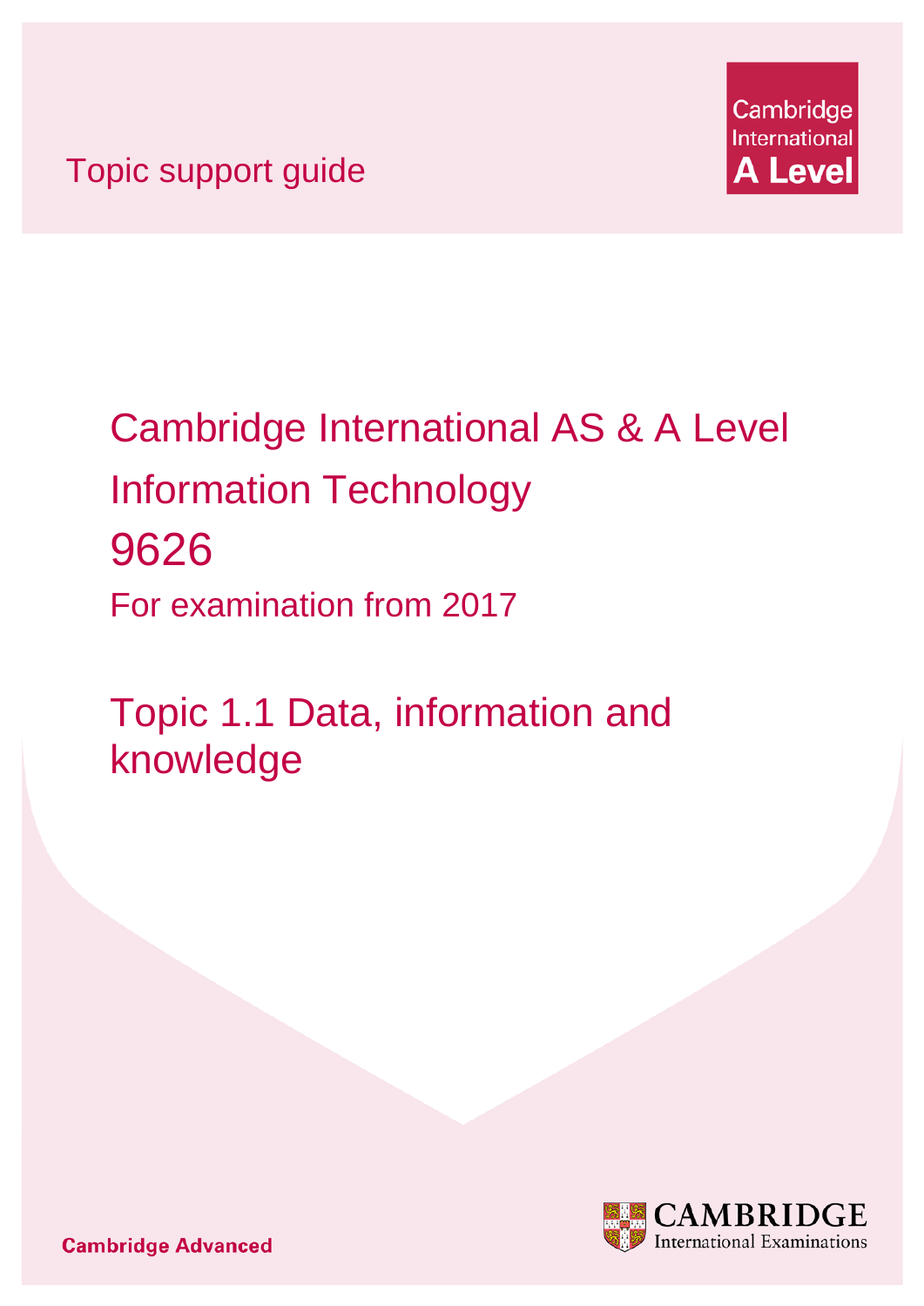Topic support guide

Cambridge International A Level

# Cambridge International AS & A Level Information Technology

# 9626

For examination from 2017

## Topic 1.1 Data, information and knowledge

Cambridge Advanced

CAMBRIDGE International Examinations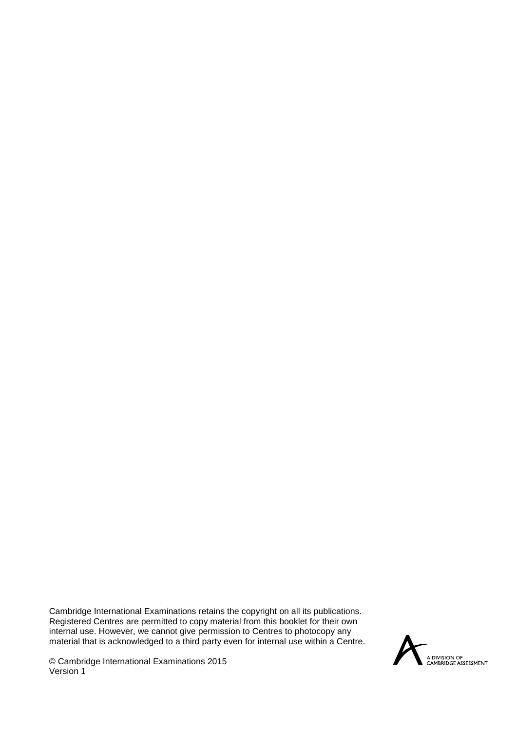Cambridge International Examinations retains the copyright on all its publications. Registered Centres are permitted to copy material from this booklet for their own internal use. However, we cannot give permission to Centres to photocopy any material that is acknowledged to a third party even for internal use within a Centre.

© Cambridge International Examinations 2015
Version 1

A DIVISION OF CAMBRIDGE ASSESSMENT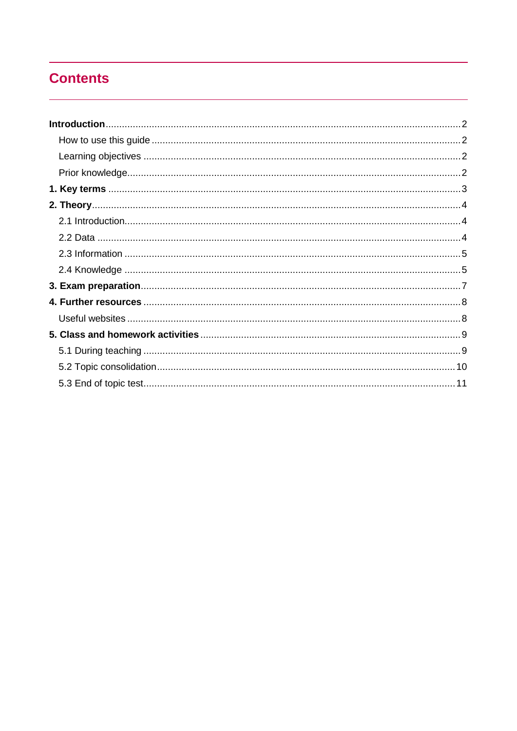# Contents

**Introduction** .......... 2

- How to use this guide .......... 2
- Learning objectives .......... 2
- Prior knowledge .......... 2

**1. Key terms** .......... 3

**2. Theory** .......... 4

- 2.1 Introduction .......... 4
- 2.2 Data .......... 4
- 2.3 Information .......... 5
- 2.4 Knowledge .......... 5

**3. Exam preparation** .......... 7

**4. Further resources** .......... 8

- Useful websites .......... 8

**5. Class and homework activities** .......... 9

- 5.1 During teaching .......... 9
- 5.2 Topic consolidation .......... 10
- 5.3 End of topic test .......... 11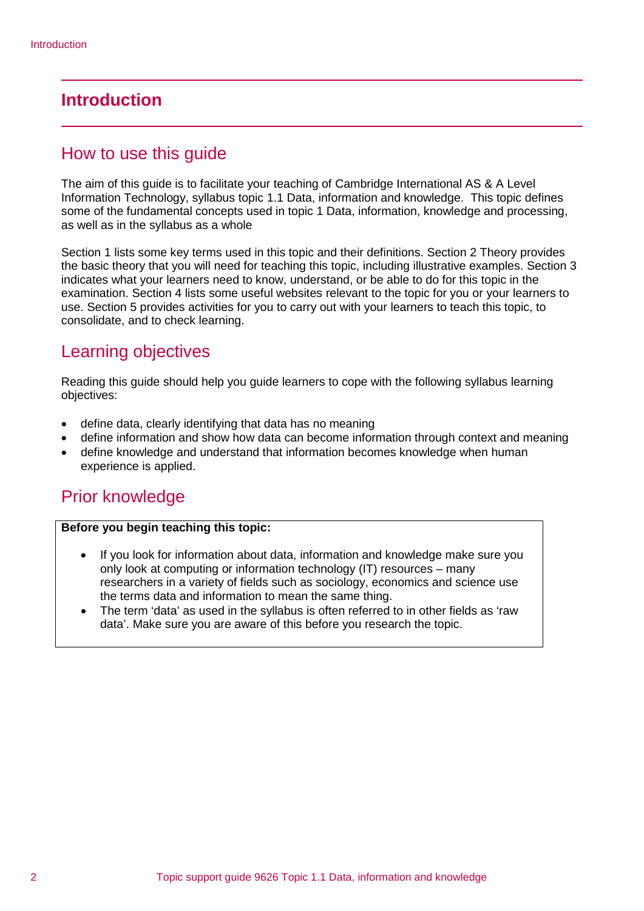# Introduction

## How to use this guide

The aim of this guide is to facilitate your teaching of Cambridge International AS & A Level Information Technology, syllabus topic 1.1 Data, information and knowledge. This topic defines some of the fundamental concepts used in topic 1 Data, information, knowledge and processing, as well as in the syllabus as a whole

Section 1 lists some key terms used in this topic and their definitions. Section 2 Theory provides the basic theory that you will need for teaching this topic, including illustrative examples. Section 3 indicates what your learners need to know, understand, or be able to do for this topic in the examination. Section 4 lists some useful websites relevant to the topic for you or your learners to use. Section 5 provides activities for you to carry out with your learners to teach this topic, to consolidate, and to check learning.

## Learning objectives

Reading this guide should help you guide learners to cope with the following syllabus learning objectives:

- define data, clearly identifying that data has no meaning
- define information and show how data can become information through context and meaning
- define knowledge and understand that information becomes knowledge when human experience is applied.

## Prior knowledge

**Before you begin teaching this topic:**

- If you look for information about data, information and knowledge make sure you only look at computing or information technology (IT) resources – many researchers in a variety of fields such as sociology, economics and science use the terms data and information to mean the same thing.
- The term 'data' as used in the syllabus is often referred to in other fields as 'raw data'. Make sure you are aware of this before you research the topic.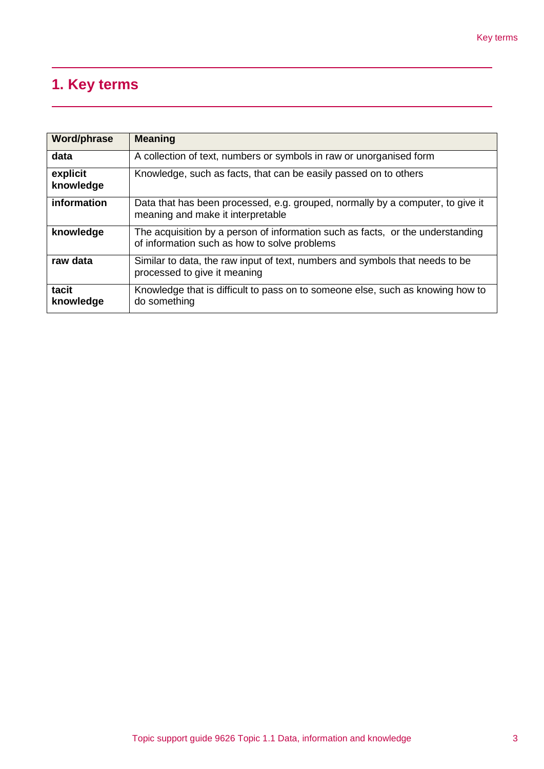# 1. Key terms

| Word/phrase | Meaning |
|---|---|
| **data** | A collection of text, numbers or symbols in raw or unorganised form |
| **explicit knowledge** | Knowledge, such as facts, that can be easily passed on to others |
| **information** | Data that has been processed, e.g. grouped, normally by a computer, to give it meaning and make it interpretable |
| **knowledge** | The acquisition by a person of information such as facts,  or the understanding of information such as how to solve problems |
| **raw data** | Similar to data, the raw input of text, numbers and symbols that needs to be processed to give it meaning |
| **tacit knowledge** | Knowledge that is difficult to pass on to someone else, such as knowing how to do something |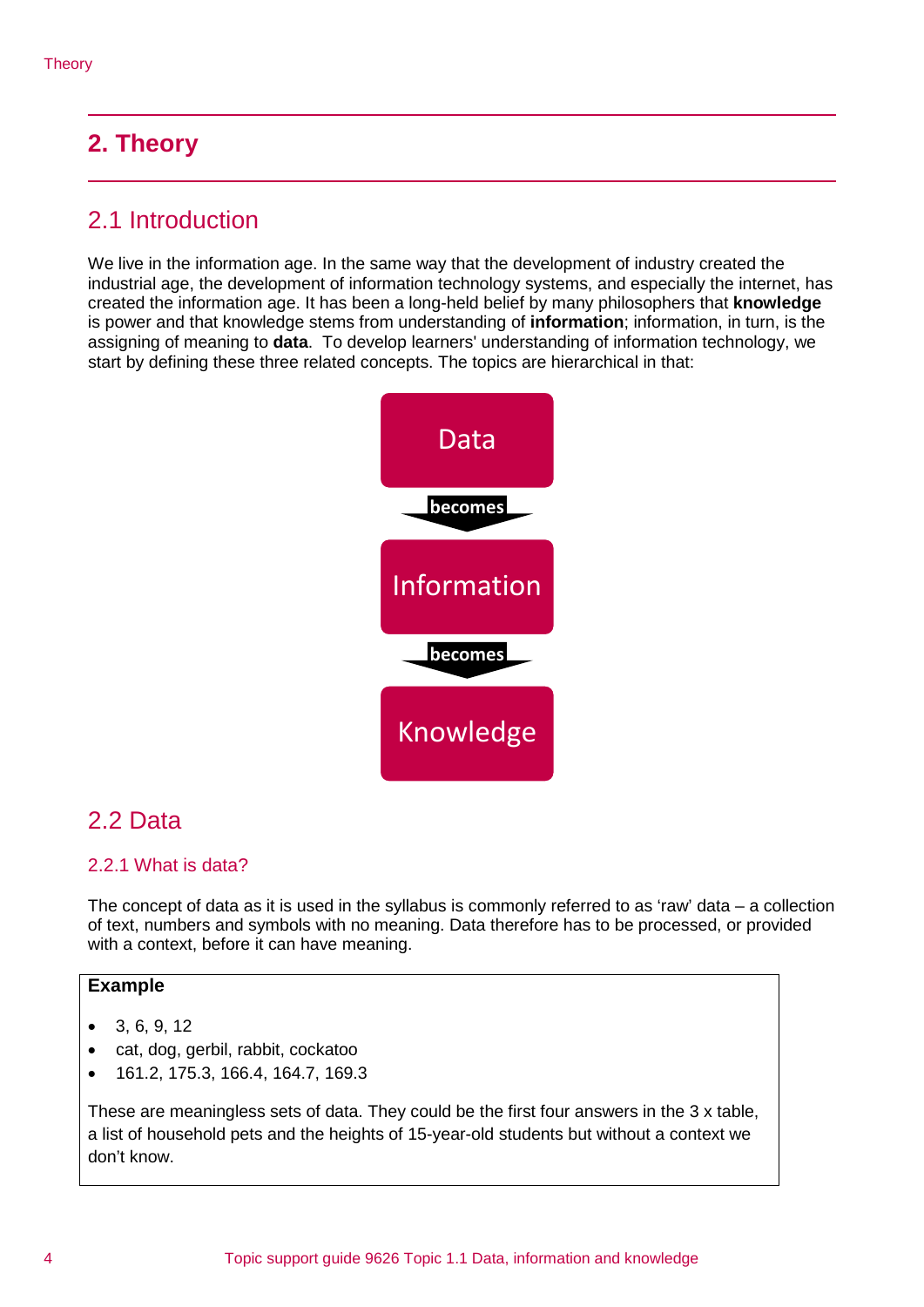# 2. Theory

## 2.1 Introduction

We live in the information age. In the same way that the development of industry created the industrial age, the development of information technology systems, and especially the internet, has created the information age. It has been a long-held belief by many philosophers that **knowledge** is power and that knowledge stems from understanding of **information**; information, in turn, is the assigning of meaning to **data**. To develop learners' understanding of information technology, we start by defining these three related concepts. The topics are hierarchical in that:

Data

becomes

Information

becomes

Knowledge

## 2.2 Data

### 2.2.1 What is data?

The concept of data as it is used in the syllabus is commonly referred to as 'raw' data – a collection of text, numbers and symbols with no meaning. Data therefore has to be processed, or provided with a context, before it can have meaning.

**Example**

- 3, 6, 9, 12
- cat, dog, gerbil, rabbit, cockatoo
- 161.2, 175.3, 166.4, 164.7, 169.3

These are meaningless sets of data. They could be the first four answers in the 3 x table, a list of household pets and the heights of 15-year-old students but without a context we don't know.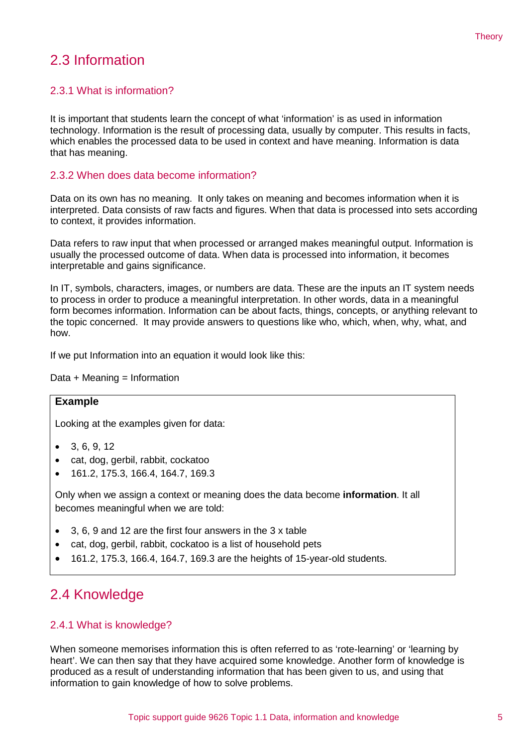## 2.3 Information

### 2.3.1 What is information?

It is important that students learn the concept of what 'information' is as used in information technology. Information is the result of processing data, usually by computer. This results in facts, which enables the processed data to be used in context and have meaning. Information is data that has meaning.

### 2.3.2 When does data become information?

Data on its own has no meaning. It only takes on meaning and becomes information when it is interpreted. Data consists of raw facts and figures. When that data is processed into sets according to context, it provides information.

Data refers to raw input that when processed or arranged makes meaningful output. Information is usually the processed outcome of data. When data is processed into information, it becomes interpretable and gains significance.

In IT, symbols, characters, images, or numbers are data. These are the inputs an IT system needs to process in order to produce a meaningful interpretation. In other words, data in a meaningful form becomes information. Information can be about facts, things, concepts, or anything relevant to the topic concerned. It may provide answers to questions like who, which, when, why, what, and how.

If we put Information into an equation it would look like this:

Data + Meaning = Information

**Example**

Looking at the examples given for data:

- 3, 6, 9, 12
- cat, dog, gerbil, rabbit, cockatoo
- 161.2, 175.3, 166.4, 164.7, 169.3

Only when we assign a context or meaning does the data become **information**. It all becomes meaningful when we are told:

- 3, 6, 9 and 12 are the first four answers in the 3 x table
- cat, dog, gerbil, rabbit, cockatoo is a list of household pets
- 161.2, 175.3, 166.4, 164.7, 169.3 are the heights of 15-year-old students.

## 2.4 Knowledge

### 2.4.1 What is knowledge?

When someone memorises information this is often referred to as 'rote-learning' or 'learning by heart'. We can then say that they have acquired some knowledge. Another form of knowledge is produced as a result of understanding information that has been given to us, and using that information to gain knowledge of how to solve problems.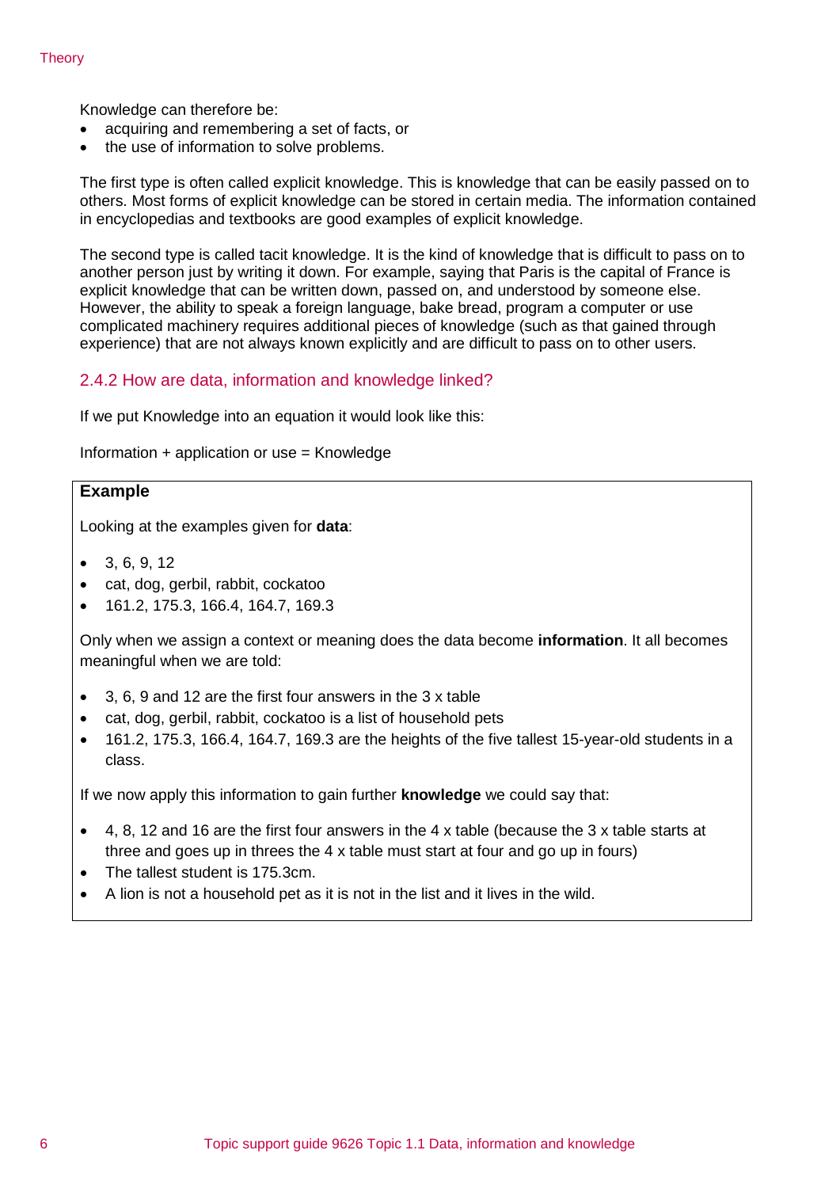Knowledge can therefore be:

- acquiring and remembering a set of facts, or
- the use of information to solve problems.

The first type is often called explicit knowledge. This is knowledge that can be easily passed on to others. Most forms of explicit knowledge can be stored in certain media. The information contained in encyclopedias and textbooks are good examples of explicit knowledge.

The second type is called tacit knowledge. It is the kind of knowledge that is difficult to pass on to another person just by writing it down. For example, saying that Paris is the capital of France is explicit knowledge that can be written down, passed on, and understood by someone else. However, the ability to speak a foreign language, bake bread, program a computer or use complicated machinery requires additional pieces of knowledge (such as that gained through experience) that are not always known explicitly and are difficult to pass on to other users.

### 2.4.2 How are data, information and knowledge linked?

If we put Knowledge into an equation it would look like this:

Information + application or use = Knowledge

**Example**

Looking at the examples given for **data**:

- 3, 6, 9, 12
- cat, dog, gerbil, rabbit, cockatoo
- 161.2, 175.3, 166.4, 164.7, 169.3

Only when we assign a context or meaning does the data become **information**. It all becomes meaningful when we are told:

- 3, 6, 9 and 12 are the first four answers in the 3 x table
- cat, dog, gerbil, rabbit, cockatoo is a list of household pets
- 161.2, 175.3, 166.4, 164.7, 169.3 are the heights of the five tallest 15-year-old students in a class.

If we now apply this information to gain further **knowledge** we could say that:

- 4, 8, 12 and 16 are the first four answers in the 4 x table (because the 3 x table starts at three and goes up in threes the 4 x table must start at four and go up in fours)
- The tallest student is 175.3cm.
- A lion is not a household pet as it is not in the list and it lives in the wild.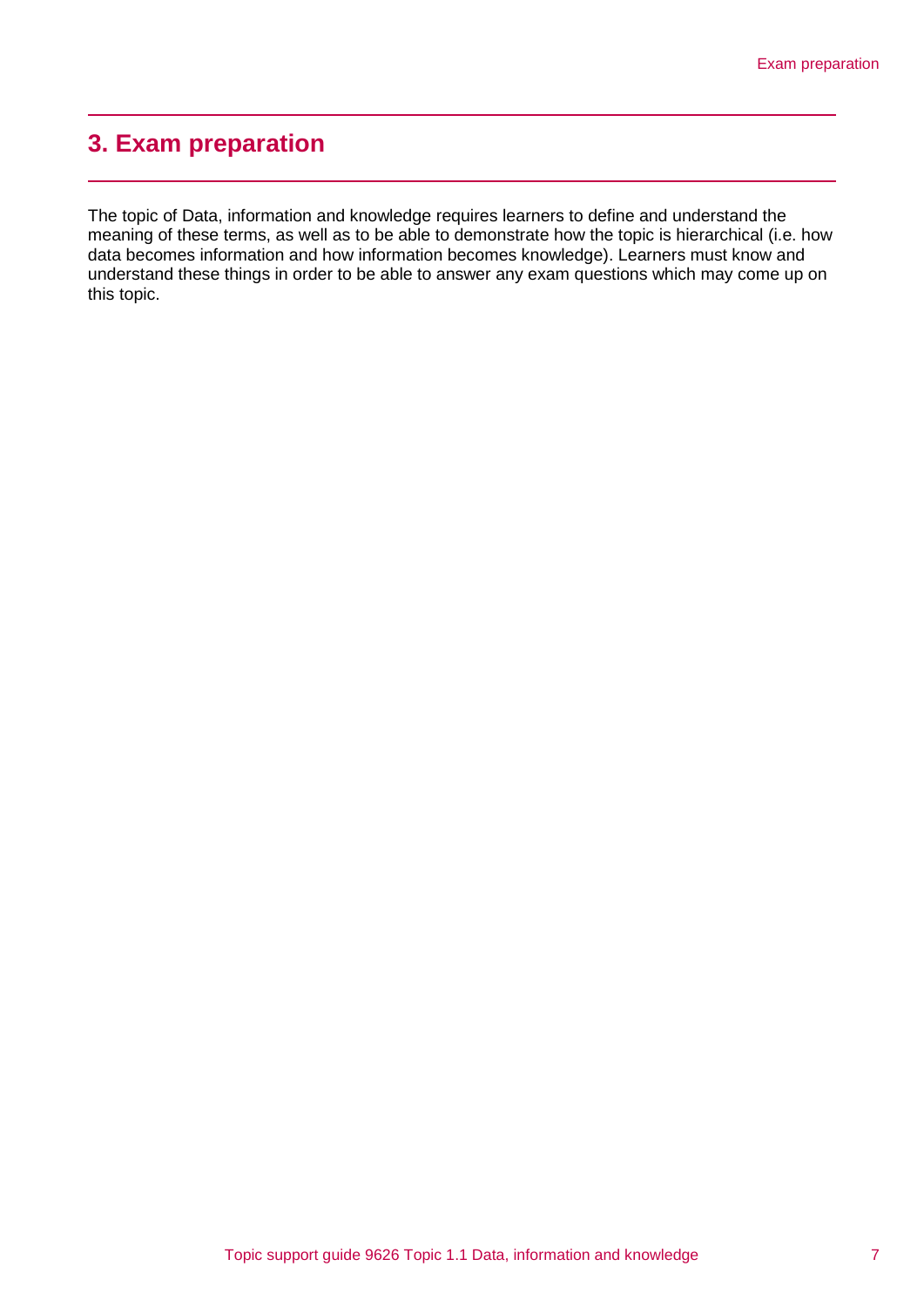## 3. Exam preparation

The topic of Data, information and knowledge requires learners to define and understand the meaning of these terms, as well as to be able to demonstrate how the topic is hierarchical (i.e. how data becomes information and how information becomes knowledge). Learners must know and understand these things in order to be able to answer any exam questions which may come up on this topic.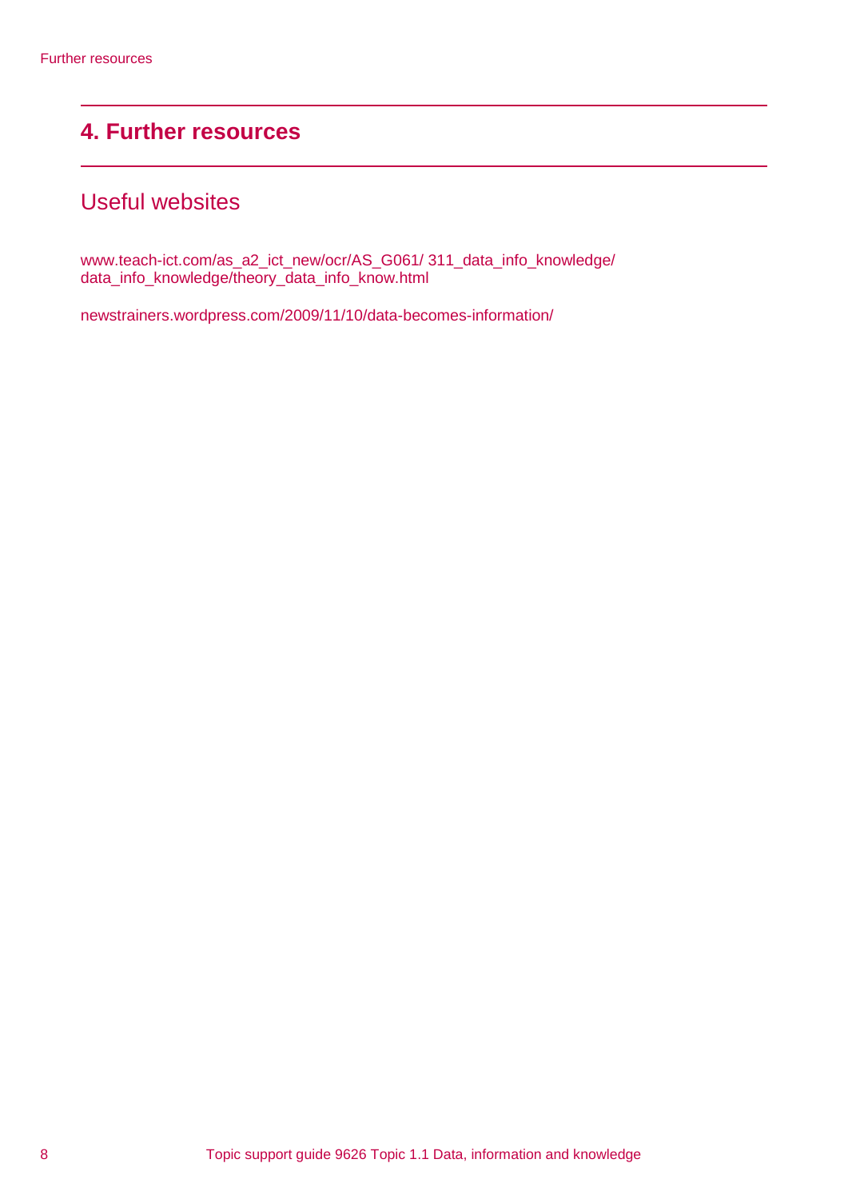## 4. Further resources

### Useful websites

www.teach-ict.com/as_a2_ict_new/ocr/AS_G061/ 311_data_info_knowledge/data_info_knowledge/theory_data_info_know.html

newstrainers.wordpress.com/2009/11/10/data-becomes-information/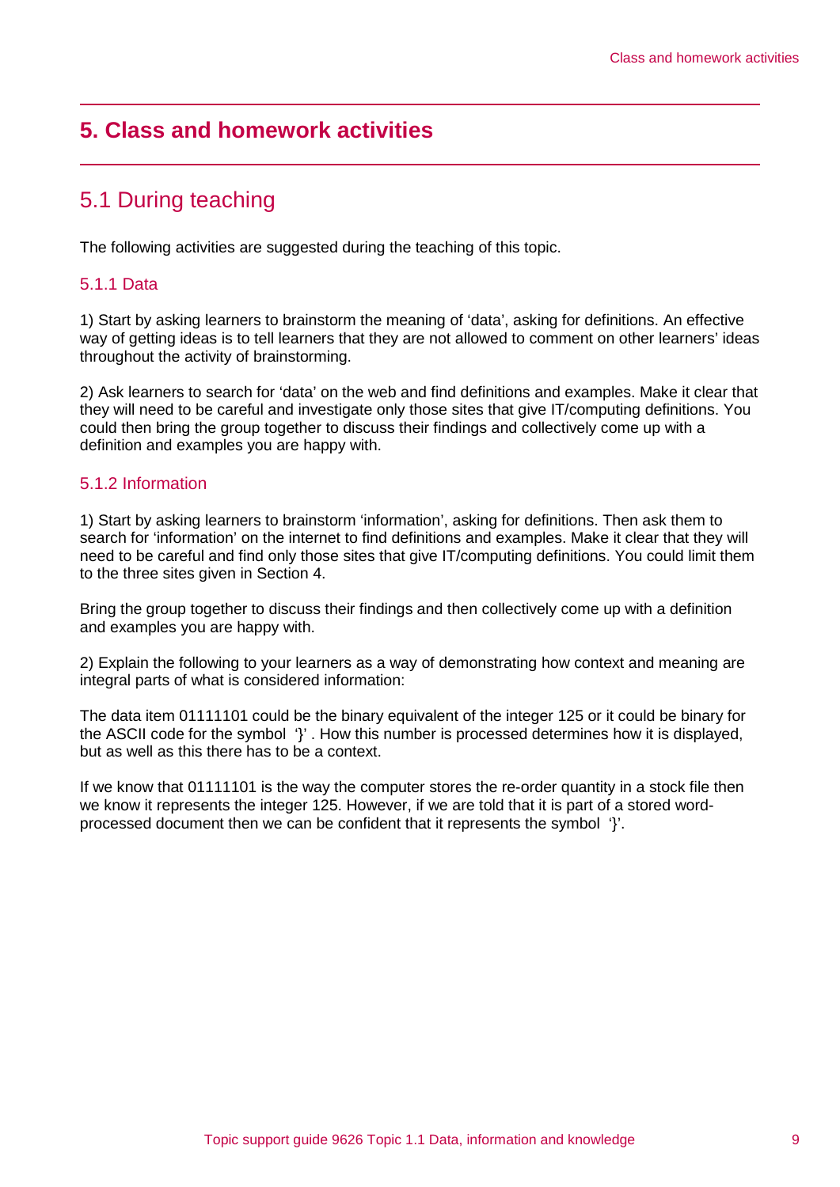# 5. Class and homework activities

## 5.1 During teaching

The following activities are suggested during the teaching of this topic.

### 5.1.1 Data

1) Start by asking learners to brainstorm the meaning of ‘data’, asking for definitions. An effective way of getting ideas is to tell learners that they are not allowed to comment on other learners’ ideas throughout the activity of brainstorming.

2) Ask learners to search for ‘data’ on the web and find definitions and examples. Make it clear that they will need to be careful and investigate only those sites that give IT/computing definitions. You could then bring the group together to discuss their findings and collectively come up with a definition and examples you are happy with.

### 5.1.2 Information

1) Start by asking learners to brainstorm ‘information’, asking for definitions. Then ask them to search for ‘information’ on the internet to find definitions and examples. Make it clear that they will need to be careful and find only those sites that give IT/computing definitions. You could limit them to the three sites given in Section 4.

Bring the group together to discuss their findings and then collectively come up with a definition and examples you are happy with.

2) Explain the following to your learners as a way of demonstrating how context and meaning are integral parts of what is considered information:

The data item 01111101 could be the binary equivalent of the integer 125 or it could be binary for the ASCII code for the symbol ‘}’ . How this number is processed determines how it is displayed, but as well as this there has to be a context.

If we know that 01111101 is the way the computer stores the re-order quantity in a stock file then we know it represents the integer 125. However, if we are told that it is part of a stored word-processed document then we can be confident that it represents the symbol ‘}’.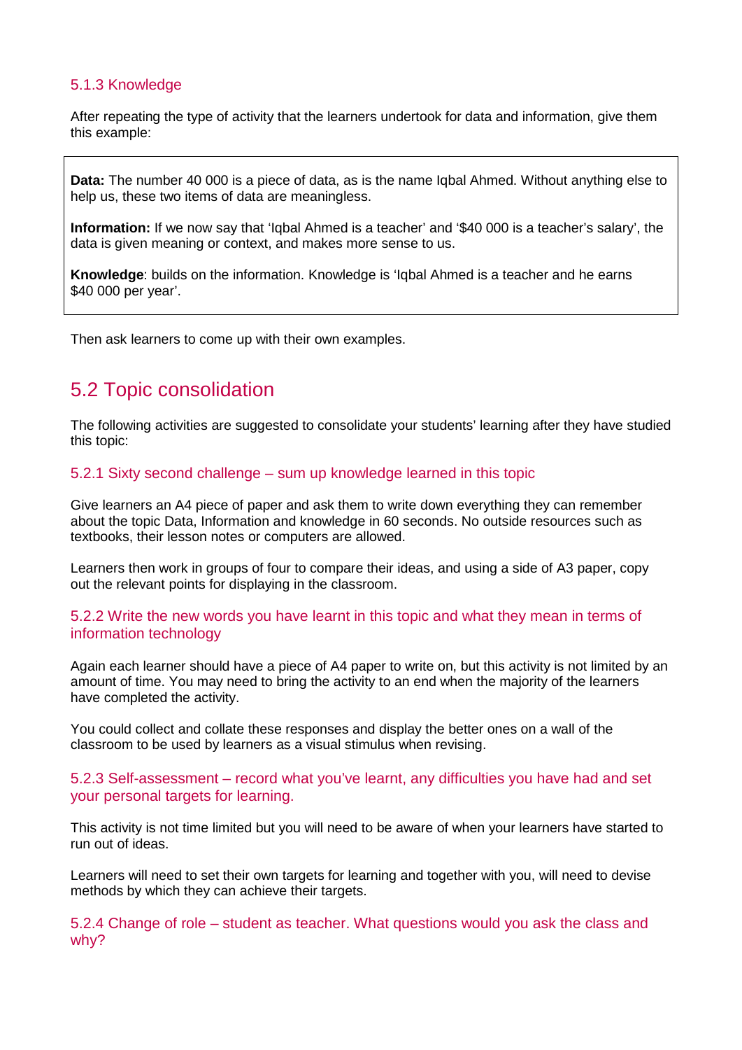### 5.1.3 Knowledge

After repeating the type of activity that the learners undertook for data and information, give them this example:

> **Data:** The number 40 000 is a piece of data, as is the name Iqbal Ahmed. Without anything else to help us, these two items of data are meaningless.
>
> **Information:** If we now say that 'Iqbal Ahmed is a teacher' and '$40 000 is a teacher's salary', the data is given meaning or context, and makes more sense to us.
>
> **Knowledge**: builds on the information. Knowledge is 'Iqbal Ahmed is a teacher and he earns $40 000 per year'.

Then ask learners to come up with their own examples.

## 5.2 Topic consolidation

The following activities are suggested to consolidate your students' learning after they have studied this topic:

### 5.2.1 Sixty second challenge – sum up knowledge learned in this topic

Give learners an A4 piece of paper and ask them to write down everything they can remember about the topic Data, Information and knowledge in 60 seconds. No outside resources such as textbooks, their lesson notes or computers are allowed.

Learners then work in groups of four to compare their ideas, and using a side of A3 paper, copy out the relevant points for displaying in the classroom.

### 5.2.2 Write the new words you have learnt in this topic and what they mean in terms of information technology

Again each learner should have a piece of A4 paper to write on, but this activity is not limited by an amount of time. You may need to bring the activity to an end when the majority of the learners have completed the activity.

You could collect and collate these responses and display the better ones on a wall of the classroom to be used by learners as a visual stimulus when revising.

### 5.2.3 Self-assessment – record what you've learnt, any difficulties you have had and set your personal targets for learning.

This activity is not time limited but you will need to be aware of when your learners have started to run out of ideas.

Learners will need to set their own targets for learning and together with you, will need to devise methods by which they can achieve their targets.

### 5.2.4 Change of role – student as teacher. What questions would you ask the class and why?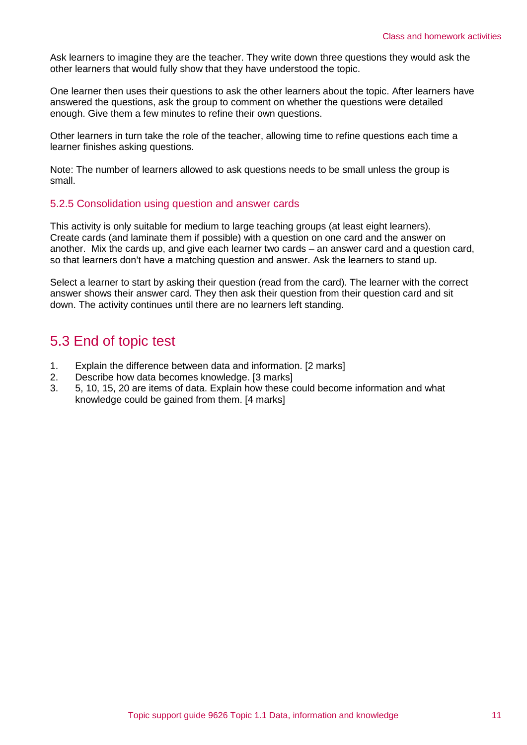Ask learners to imagine they are the teacher. They write down three questions they would ask the other learners that would fully show that they have understood the topic.

One learner then uses their questions to ask the other learners about the topic. After learners have answered the questions, ask the group to comment on whether the questions were detailed enough. Give them a few minutes to refine their own questions.

Other learners in turn take the role of the teacher, allowing time to refine questions each time a learner finishes asking questions.

Note: The number of learners allowed to ask questions needs to be small unless the group is small.

### 5.2.5 Consolidation using question and answer cards

This activity is only suitable for medium to large teaching groups (at least eight learners). Create cards (and laminate them if possible) with a question on one card and the answer on another. Mix the cards up, and give each learner two cards – an answer card and a question card, so that learners don't have a matching question and answer. Ask the learners to stand up.

Select a learner to start by asking their question (read from the card). The learner with the correct answer shows their answer card. They then ask their question from their question card and sit down. The activity continues until there are no learners left standing.

## 5.3 End of topic test

1. Explain the difference between data and information. [2 marks]
2. Describe how data becomes knowledge. [3 marks]
3. 5, 10, 15, 20 are items of data. Explain how these could become information and what knowledge could be gained from them. [4 marks]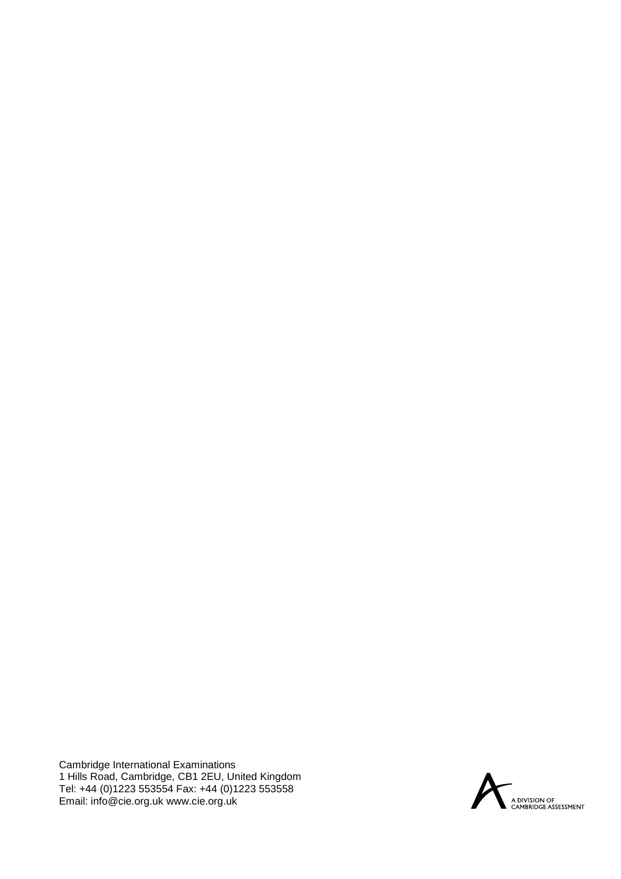Cambridge International Examinations
1 Hills Road, Cambridge, CB1 2EU, United Kingdom
Tel: +44 (0)1223 553554 Fax: +44 (0)1223 553558
Email: info@cie.org.uk www.cie.org.uk

A DIVISION OF
CAMBRIDGE ASSESSMENT